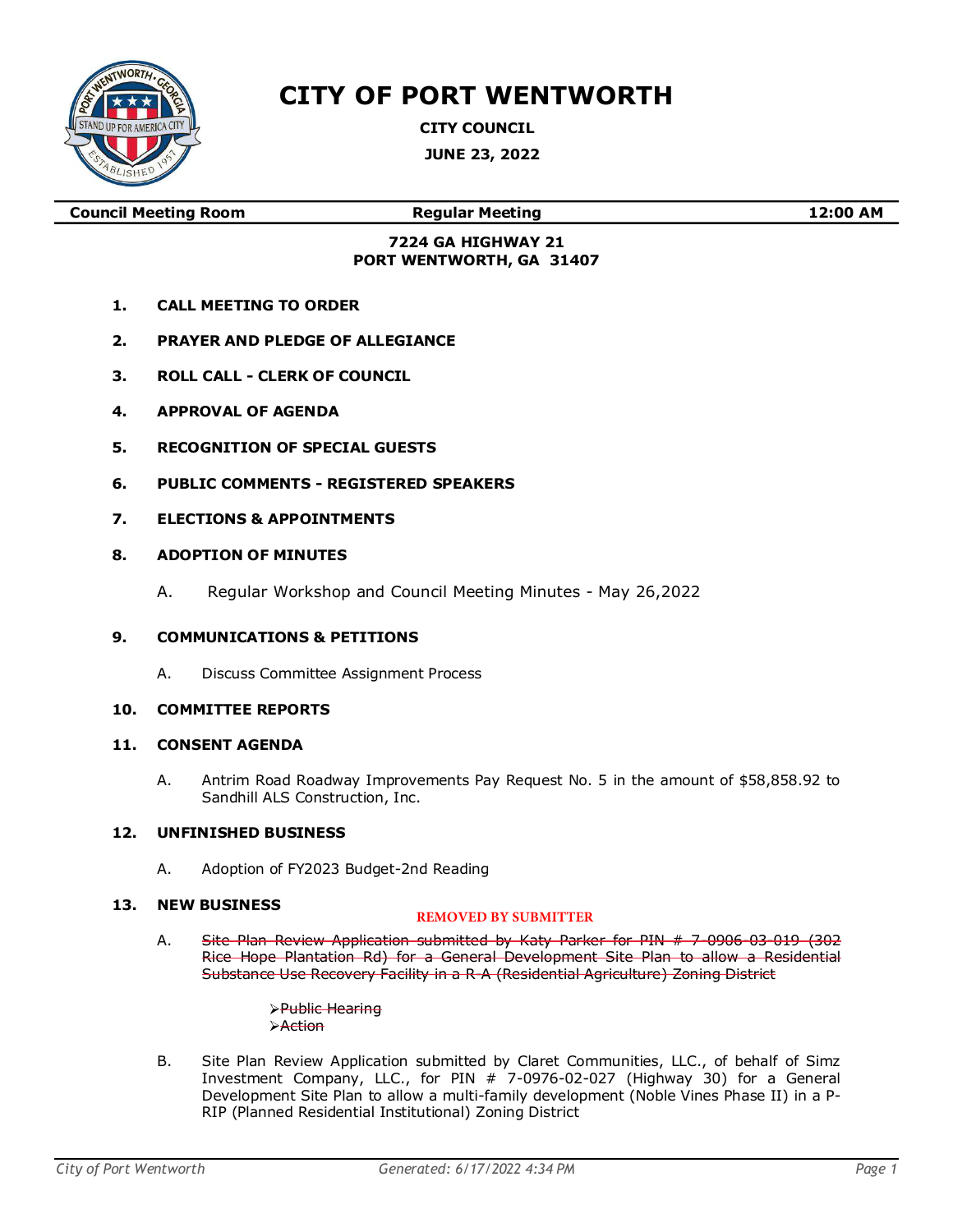# CITY OF PORT WENTWORTH

**CITY COUNCIL**

**JUNE 23, 2022**

| **Council Meeting Room** | **Regular Meeting** | **12:00 AM** |
|---|---|---|

**7224 GA HIGHWAY 21**
**PORT WENTWORTH, GA 31407**

1. **CALL MEETING TO ORDER**

2. **PRAYER AND PLEDGE OF ALLEGIANCE**

3. **ROLL CALL - CLERK OF COUNCIL**

4. **APPROVAL OF AGENDA**

5. **RECOGNITION OF SPECIAL GUESTS**

6. **PUBLIC COMMENTS - REGISTERED SPEAKERS**

7. **ELECTIONS & APPOINTMENTS**

8. **ADOPTION OF MINUTES**

   A. Regular Workshop and Council Meeting Minutes - May 26,2022

9. **COMMUNICATIONS & PETITIONS**

   A. Discuss Committee Assignment Process

10. **COMMITTEE REPORTS**

11. **CONSENT AGENDA**

    A. Antrim Road Roadway Improvements Pay Request No. 5 in the amount of $58,858.92 to Sandhill ALS Construction, Inc.

12. **UNFINISHED BUSINESS**

    A. Adoption of FY2023 Budget-2nd Reading

13. **NEW BUSINESS**

    **REMOVED BY SUBMITTER**

    A. ~~Site Plan Review Application submitted by Katy Parker for PIN # 7-0906-03-019 (302 Rice Hope Plantation Rd) for a General Development Site Plan to allow a Residential Substance Use Recovery Facility in a R-A (Residential Agriculture) Zoning District~~

       - ~~Public Hearing~~
       - ~~Action~~

    B. Site Plan Review Application submitted by Claret Communities, LLC., of behalf of Simz Investment Company, LLC., for PIN # 7-0976-02-027 (Highway 30) for a General Development Site Plan to allow a multi-family development (Noble Vines Phase II) in a P-RIP (Planned Residential Institutional) Zoning District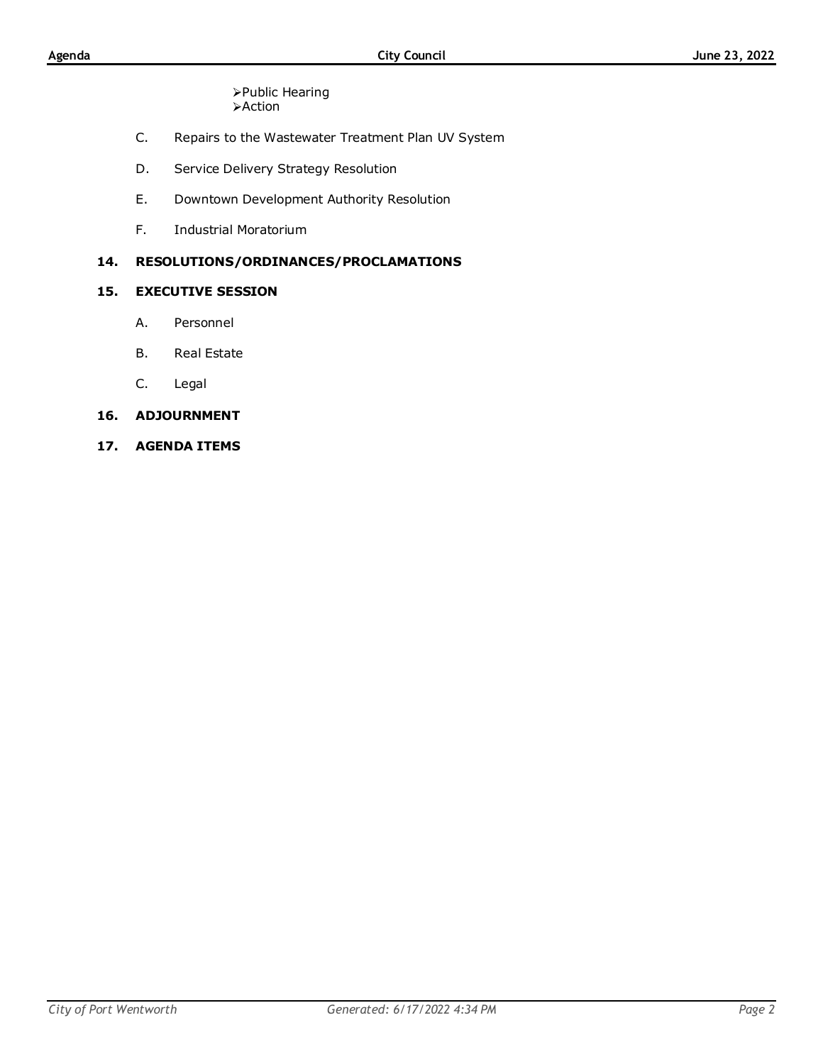- ➢Public Hearing
- ➢Action

C. Repairs to the Wastewater Treatment Plan UV System

D. Service Delivery Strategy Resolution

E. Downtown Development Authority Resolution

F. Industrial Moratorium

**14. RESOLUTIONS/ORDINANCES/PROCLAMATIONS**

**15. EXECUTIVE SESSION**

A. Personnel

B. Real Estate

C. Legal

**16. ADJOURNMENT**

**17. AGENDA ITEMS**